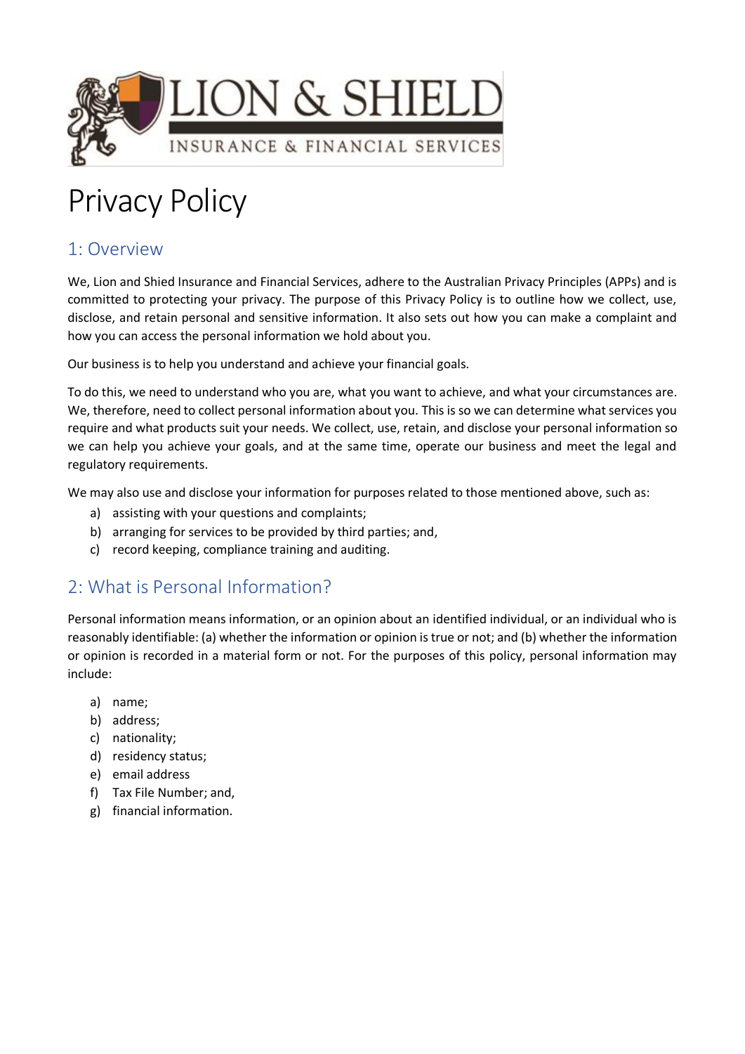# Privacy Policy

## 1: Overview

We, Lion and Shied Insurance and Financial Services, adhere to the Australian Privacy Principles (APPs) and is committed to protecting your privacy. The purpose of this Privacy Policy is to outline how we collect, use, disclose, and retain personal and sensitive information. It also sets out how you can make a complaint and how you can access the personal information we hold about you.

Our business is to help you understand and achieve your financial goals.

To do this, we need to understand who you are, what you want to achieve, and what your circumstances are. We, therefore, need to collect personal information about you. This is so we can determine what services you require and what products suit your needs. We collect, use, retain, and disclose your personal information so we can help you achieve your goals, and at the same time, operate our business and meet the legal and regulatory requirements.

We may also use and disclose your information for purposes related to those mentioned above, such as:

a) assisting with your questions and complaints;
b) arranging for services to be provided by third parties; and,
c) record keeping, compliance training and auditing.

## 2: What is Personal Information?

Personal information means information, or an opinion about an identified individual, or an individual who is reasonably identifiable: (a) whether the information or opinion is true or not; and (b) whether the information or opinion is recorded in a material form or not. For the purposes of this policy, personal information may include:

a) name;
b) address;
c) nationality;
d) residency status;
e) email address
f) Tax File Number; and,
g) financial information.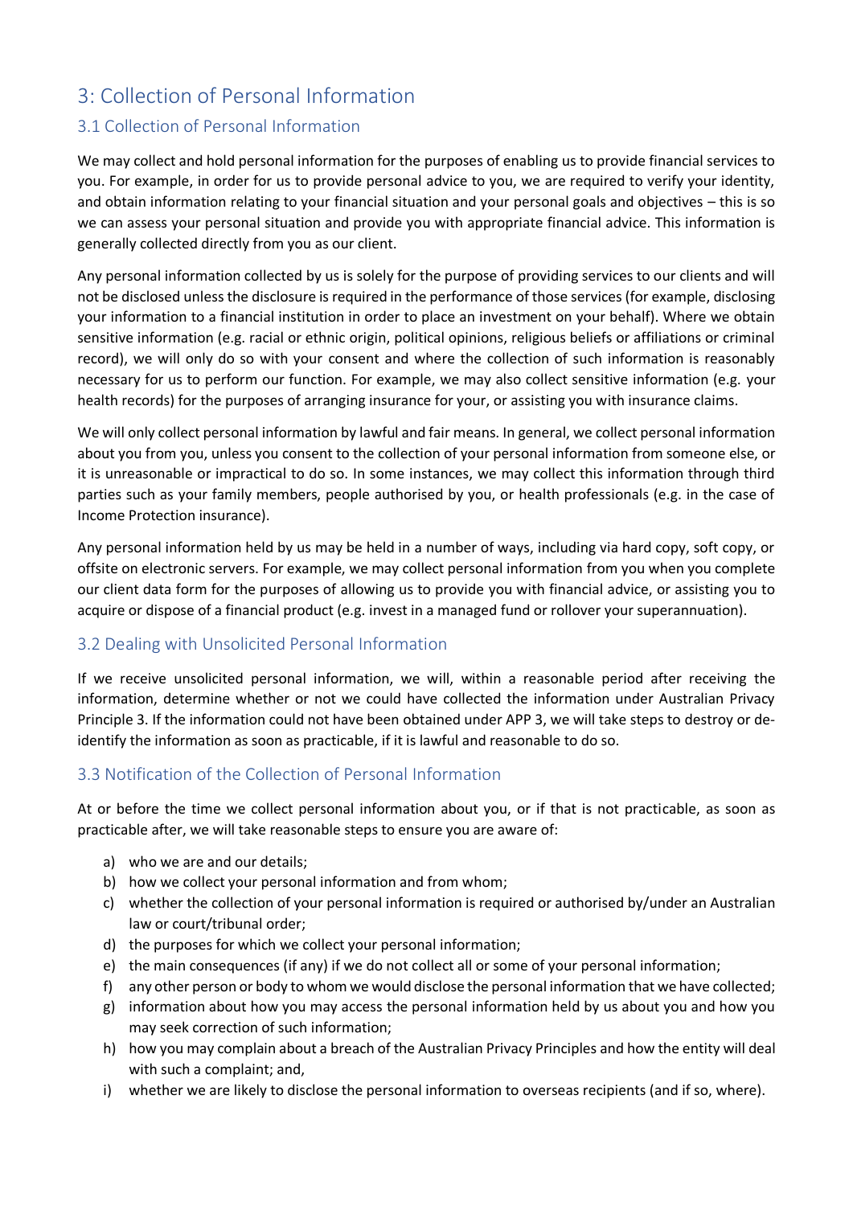# 3: Collection of Personal Information

## 3.1 Collection of Personal Information

We may collect and hold personal information for the purposes of enabling us to provide financial services to you. For example, in order for us to provide personal advice to you, we are required to verify your identity, and obtain information relating to your financial situation and your personal goals and objectives – this is so we can assess your personal situation and provide you with appropriate financial advice. This information is generally collected directly from you as our client.

Any personal information collected by us is solely for the purpose of providing services to our clients and will not be disclosed unless the disclosure is required in the performance of those services (for example, disclosing your information to a financial institution in order to place an investment on your behalf). Where we obtain sensitive information (e.g. racial or ethnic origin, political opinions, religious beliefs or affiliations or criminal record), we will only do so with your consent and where the collection of such information is reasonably necessary for us to perform our function. For example, we may also collect sensitive information (e.g. your health records) for the purposes of arranging insurance for your, or assisting you with insurance claims.

We will only collect personal information by lawful and fair means. In general, we collect personal information about you from you, unless you consent to the collection of your personal information from someone else, or it is unreasonable or impractical to do so. In some instances, we may collect this information through third parties such as your family members, people authorised by you, or health professionals (e.g. in the case of Income Protection insurance).

Any personal information held by us may be held in a number of ways, including via hard copy, soft copy, or offsite on electronic servers. For example, we may collect personal information from you when you complete our client data form for the purposes of allowing us to provide you with financial advice, or assisting you to acquire or dispose of a financial product (e.g. invest in a managed fund or rollover your superannuation).

## 3.2 Dealing with Unsolicited Personal Information

If we receive unsolicited personal information, we will, within a reasonable period after receiving the information, determine whether or not we could have collected the information under Australian Privacy Principle 3. If the information could not have been obtained under APP 3, we will take steps to destroy or de-identify the information as soon as practicable, if it is lawful and reasonable to do so.

## 3.3 Notification of the Collection of Personal Information

At or before the time we collect personal information about you, or if that is not practicable, as soon as practicable after, we will take reasonable steps to ensure you are aware of:

a) who we are and our details;
b) how we collect your personal information and from whom;
c) whether the collection of your personal information is required or authorised by/under an Australian law or court/tribunal order;
d) the purposes for which we collect your personal information;
e) the main consequences (if any) if we do not collect all or some of your personal information;
f) any other person or body to whom we would disclose the personal information that we have collected;
g) information about how you may access the personal information held by us about you and how you may seek correction of such information;
h) how you may complain about a breach of the Australian Privacy Principles and how the entity will deal with such a complaint; and,
i) whether we are likely to disclose the personal information to overseas recipients (and if so, where).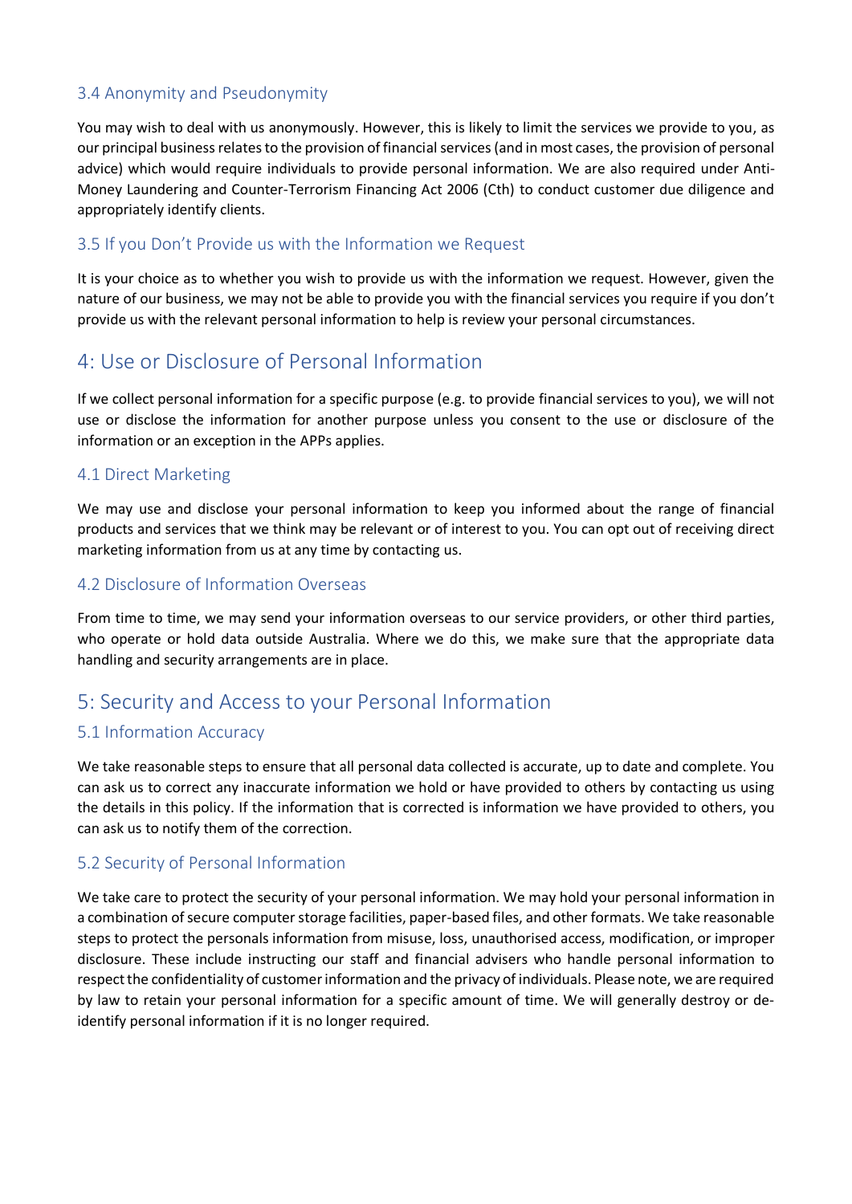### 3.4 Anonymity and Pseudonymity

You may wish to deal with us anonymously. However, this is likely to limit the services we provide to you, as our principal business relates to the provision of financial services (and in most cases, the provision of personal advice) which would require individuals to provide personal information. We are also required under Anti-Money Laundering and Counter-Terrorism Financing Act 2006 (Cth) to conduct customer due diligence and appropriately identify clients.

### 3.5 If you Don't Provide us with the Information we Request

It is your choice as to whether you wish to provide us with the information we request. However, given the nature of our business, we may not be able to provide you with the financial services you require if you don't provide us with the relevant personal information to help is review your personal circumstances.

## 4: Use or Disclosure of Personal Information

If we collect personal information for a specific purpose (e.g. to provide financial services to you), we will not use or disclose the information for another purpose unless you consent to the use or disclosure of the information or an exception in the APPs applies.

### 4.1 Direct Marketing

We may use and disclose your personal information to keep you informed about the range of financial products and services that we think may be relevant or of interest to you. You can opt out of receiving direct marketing information from us at any time by contacting us.

### 4.2 Disclosure of Information Overseas

From time to time, we may send your information overseas to our service providers, or other third parties, who operate or hold data outside Australia. Where we do this, we make sure that the appropriate data handling and security arrangements are in place.

## 5: Security and Access to your Personal Information

### 5.1 Information Accuracy

We take reasonable steps to ensure that all personal data collected is accurate, up to date and complete. You can ask us to correct any inaccurate information we hold or have provided to others by contacting us using the details in this policy. If the information that is corrected is information we have provided to others, you can ask us to notify them of the correction.

### 5.2 Security of Personal Information

We take care to protect the security of your personal information. We may hold your personal information in a combination of secure computer storage facilities, paper-based files, and other formats. We take reasonable steps to protect the personals information from misuse, loss, unauthorised access, modification, or improper disclosure. These include instructing our staff and financial advisers who handle personal information to respect the confidentiality of customer information and the privacy of individuals. Please note, we are required by law to retain your personal information for a specific amount of time. We will generally destroy or de-identify personal information if it is no longer required.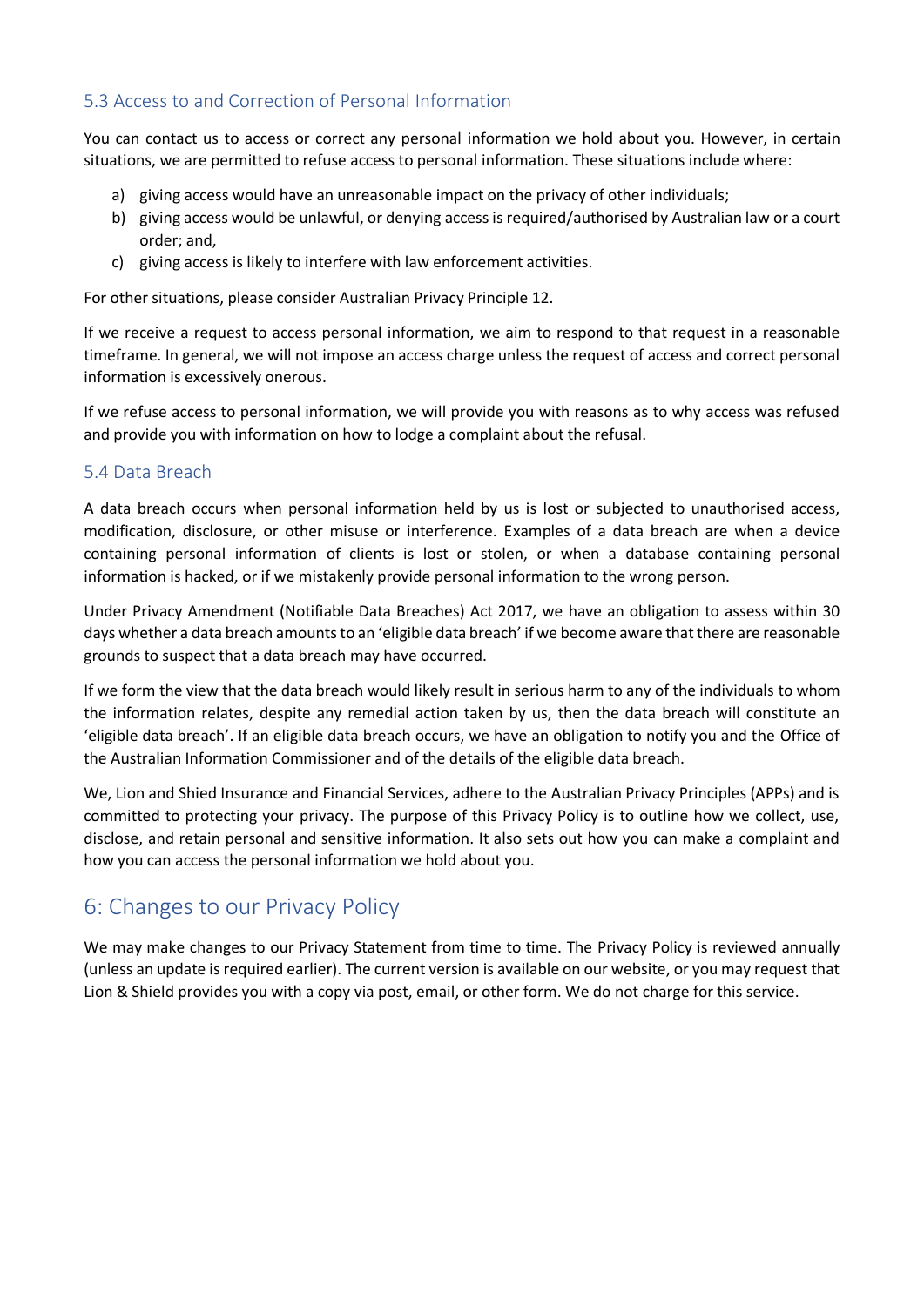### 5.3 Access to and Correction of Personal Information

You can contact us to access or correct any personal information we hold about you. However, in certain situations, we are permitted to refuse access to personal information. These situations include where:

a) giving access would have an unreasonable impact on the privacy of other individuals;
b) giving access would be unlawful, or denying access is required/authorised by Australian law or a court order; and,
c) giving access is likely to interfere with law enforcement activities.

For other situations, please consider Australian Privacy Principle 12.

If we receive a request to access personal information, we aim to respond to that request in a reasonable timeframe. In general, we will not impose an access charge unless the request of access and correct personal information is excessively onerous.

If we refuse access to personal information, we will provide you with reasons as to why access was refused and provide you with information on how to lodge a complaint about the refusal.

### 5.4 Data Breach

A data breach occurs when personal information held by us is lost or subjected to unauthorised access, modification, disclosure, or other misuse or interference. Examples of a data breach are when a device containing personal information of clients is lost or stolen, or when a database containing personal information is hacked, or if we mistakenly provide personal information to the wrong person.

Under Privacy Amendment (Notifiable Data Breaches) Act 2017, we have an obligation to assess within 30 days whether a data breach amounts to an 'eligible data breach' if we become aware that there are reasonable grounds to suspect that a data breach may have occurred.

If we form the view that the data breach would likely result in serious harm to any of the individuals to whom the information relates, despite any remedial action taken by us, then the data breach will constitute an 'eligible data breach'. If an eligible data breach occurs, we have an obligation to notify you and the Office of the Australian Information Commissioner and of the details of the eligible data breach.

We, Lion and Shied Insurance and Financial Services, adhere to the Australian Privacy Principles (APPs) and is committed to protecting your privacy. The purpose of this Privacy Policy is to outline how we collect, use, disclose, and retain personal and sensitive information. It also sets out how you can make a complaint and how you can access the personal information we hold about you.

## 6: Changes to our Privacy Policy

We may make changes to our Privacy Statement from time to time. The Privacy Policy is reviewed annually (unless an update is required earlier). The current version is available on our website, or you may request that Lion & Shield provides you with a copy via post, email, or other form. We do not charge for this service.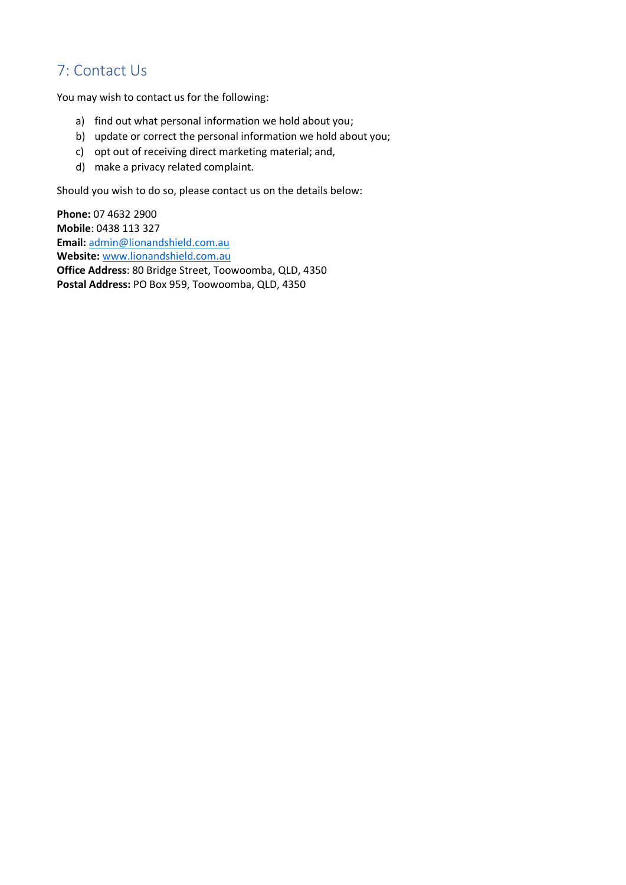## 7: Contact Us

You may wish to contact us for the following:

a) find out what personal information we hold about you;
b) update or correct the personal information we hold about you;
c) opt out of receiving direct marketing material; and,
d) make a privacy related complaint.

Should you wish to do so, please contact us on the details below:

**Phone:** 07 4632 2900
**Mobile**: 0438 113 327
**Email:** admin@lionandshield.com.au
**Website:** www.lionandshield.com.au
**Office Address**: 80 Bridge Street, Toowoomba, QLD, 4350
**Postal Address:** PO Box 959, Toowoomba, QLD, 4350